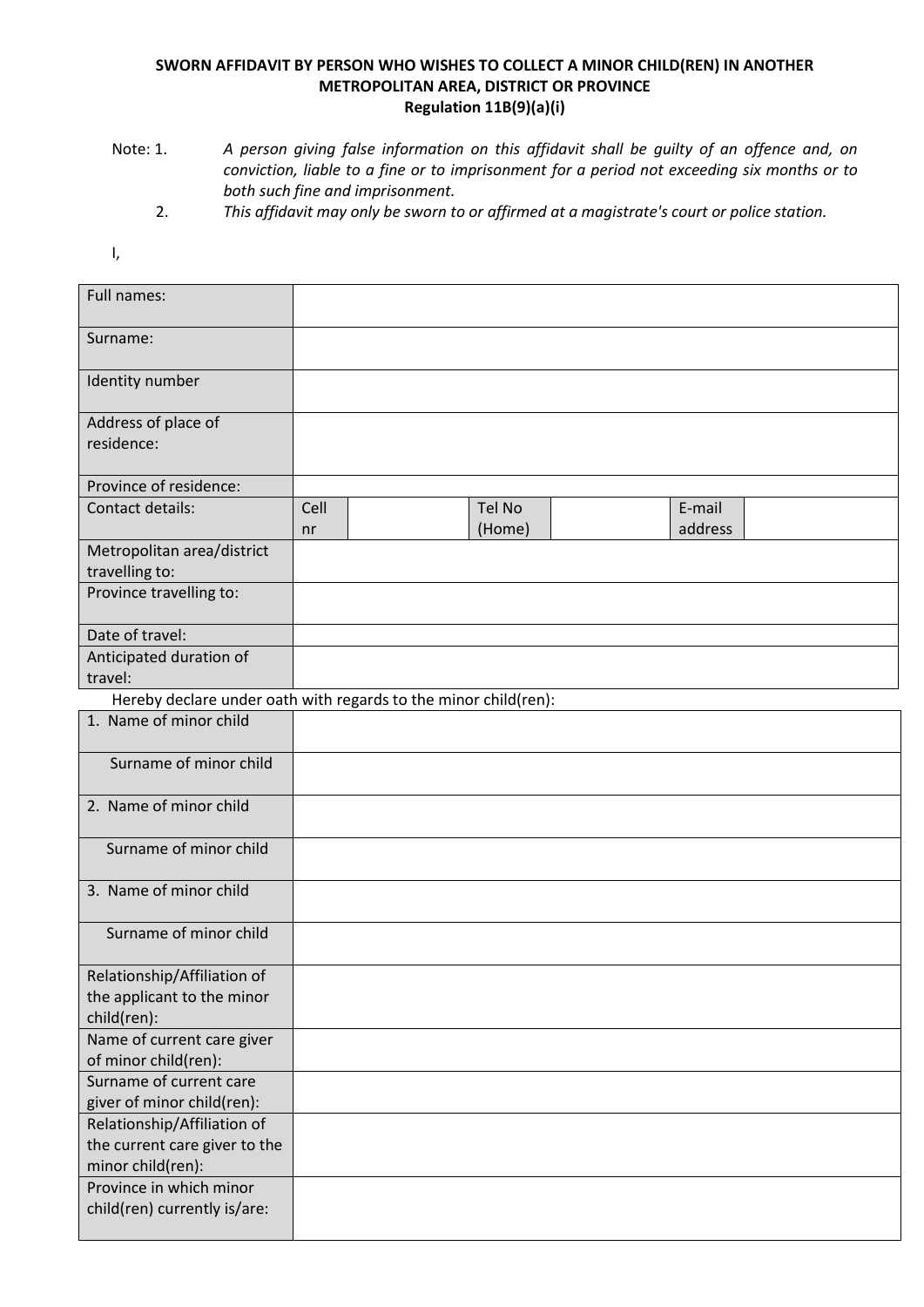**SWORN AFFIDAVIT BY PERSON WHO WISHES TO COLLECT A MINOR CHILD(REN) IN ANOTHER METROPOLITAN AREA, DISTRICT OR PROVINCE**
**Regulation 11B(9)(a)(i)**

Note: 1. *A person giving false information on this affidavit shall be guilty of an offence and, on conviction, liable to a fine or to imprisonment for a period not exceeding six months or to both such fine and imprisonment.*

2. *This affidavit may only be sworn to or affirmed at a magistrate's court or police station.*

I,

| Full names: | | | | | | |
|---|---|---|---|---|---|---|
| Surname: | | | | | | |
| Identity number | | | | | | |
| Address of place of residence: | | | | | | |
| Province of residence: | | | | | | |
| Contact details: | Cell nr | | Tel No (Home) | | E-mail address | |
| Metropolitan area/district travelling to: | | | | | | |
| Province travelling to: | | | | | | |
| Date of travel: | | | | | | |
| Anticipated duration of travel: | | | | | | |

Hereby declare under oath with regards to the minor child(ren):

| 1. Name of minor child | |
|---|---|
| Surname of minor child | |
| 2. Name of minor child | |
| Surname of minor child | |
| 3. Name of minor child | |
| Surname of minor child | |
| Relationship/Affiliation of the applicant to the minor child(ren): | |
| Name of current care giver of minor child(ren): | |
| Surname of current care giver of minor child(ren): | |
| Relationship/Affiliation of the current care giver to the minor child(ren): | |
| Province in which minor child(ren) currently is/are: | |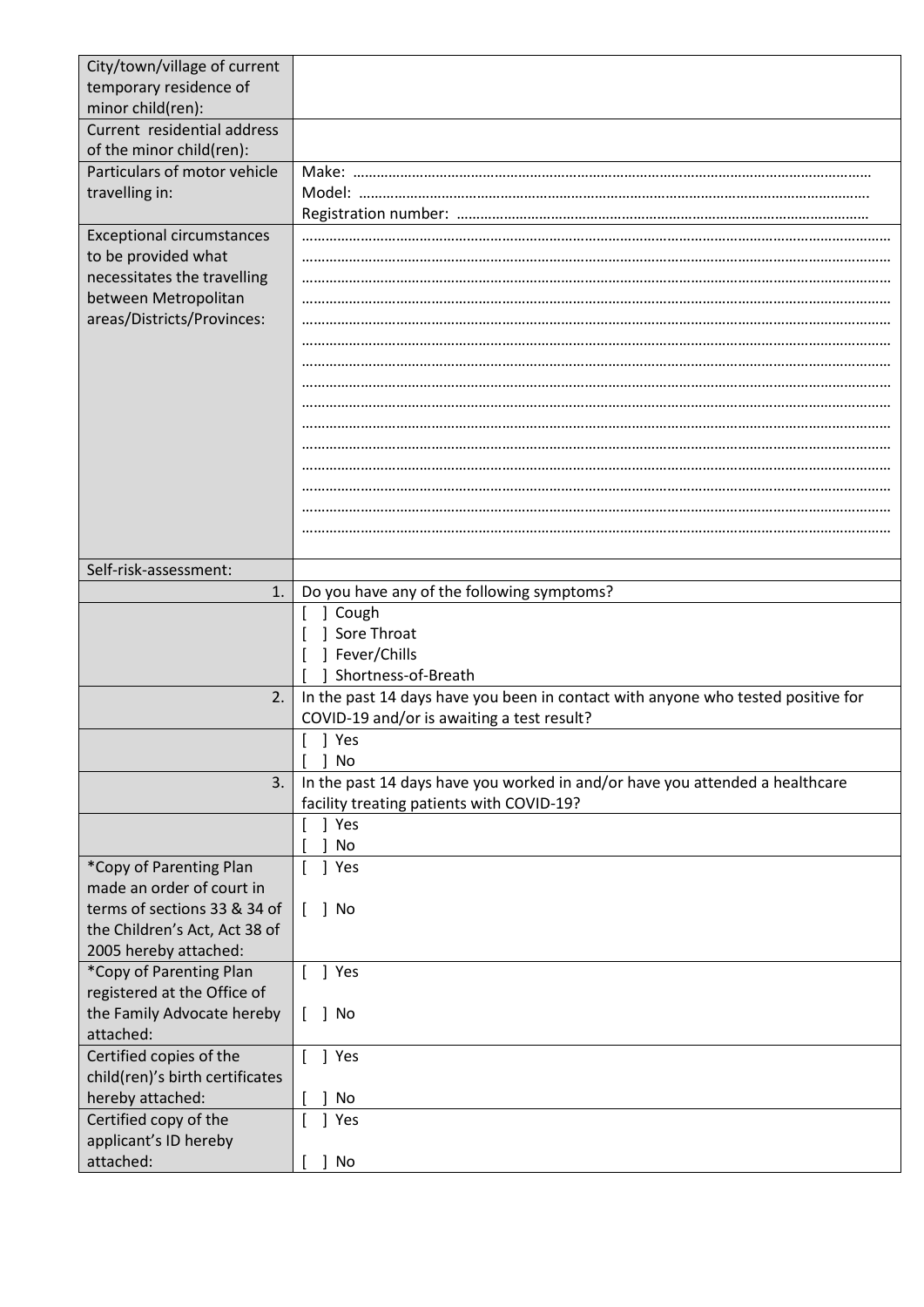| | |
|---|---|
| City/town/village of current temporary residence of minor child(ren): | |
| Current residential address of the minor child(ren): | |
| Particulars of motor vehicle travelling in: | Make: ……………………………………………………………………………………………………………<br>Model: …………………………………………………………………………………………………………<br>Registration number: …………………………………………………………………………………… |
| Exceptional circumstances to be provided what necessitates the travelling between Metropolitan areas/Districts/Provinces: | ……………………………………………………………………………………………………………………<br>……………………………………………………………………………………………………………………<br>……………………………………………………………………………………………………………………<br>……………………………………………………………………………………………………………………<br>……………………………………………………………………………………………………………………<br>……………………………………………………………………………………………………………………<br>……………………………………………………………………………………………………………………<br>……………………………………………………………………………………………………………………<br>……………………………………………………………………………………………………………………<br>……………………………………………………………………………………………………………………<br>……………………………………………………………………………………………………………………<br>……………………………………………………………………………………………………………………<br>……………………………………………………………………………………………………………………<br>……………………………………………………………………………………………………………………<br>…………………………………………………………………………………………………………………… |
| Self-risk-assessment: | |
| 1. | Do you have any of the following symptoms? |
| | [ ] Cough<br>[ ] Sore Throat<br>[ ] Fever/Chills<br>[ ] Shortness-of-Breath |
| 2. | In the past 14 days have you been in contact with anyone who tested positive for COVID-19 and/or is awaiting a test result? |
| | [ ] Yes<br>[ ] No |
| 3. | In the past 14 days have you worked in and/or have you attended a healthcare facility treating patients with COVID-19? |
| | [ ] Yes<br>[ ] No |
| *Copy of Parenting Plan made an order of court in terms of sections 33 & 34 of the Children's Act, Act 38 of 2005 hereby attached: | [ ] Yes<br>[ ] No |
| *Copy of Parenting Plan registered at the Office of the Family Advocate hereby attached: | [ ] Yes<br>[ ] No |
| Certified copies of the child(ren)'s birth certificates hereby attached: | [ ] Yes<br>[ ] No |
| Certified copy of the applicant's ID hereby attached: | [ ] Yes<br>[ ] No |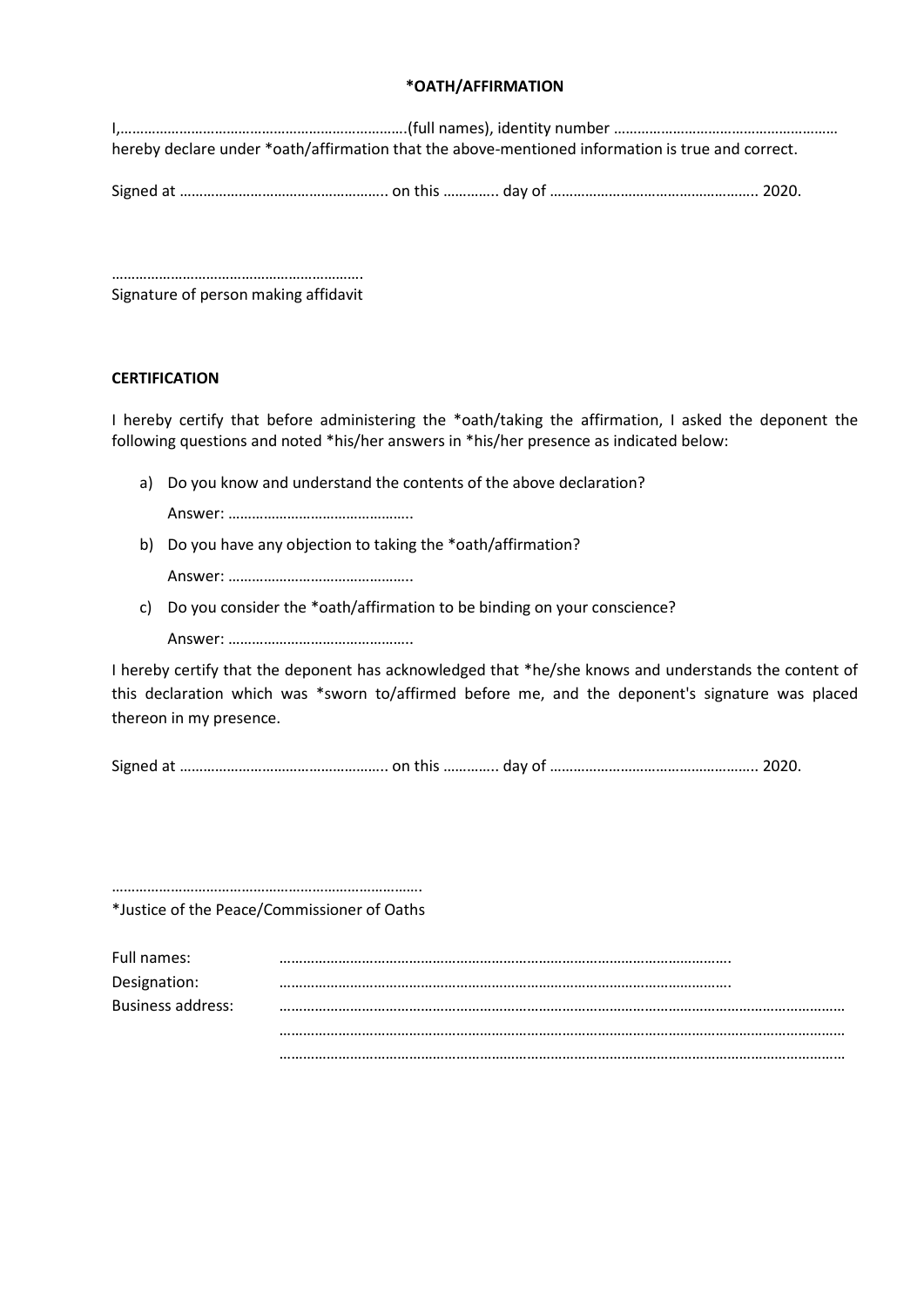**\*OATH/AFFIRMATION**

I,……………………………………………………………….(full names), identity number ………………………………………………… hereby declare under \*oath/affirmation that the above-mentioned information is true and correct.

Signed at …………………………………………….. on this ………….. day of …………………………………………….. 2020.

……………………………………………………….
Signature of person making affidavit

**CERTIFICATION**

I hereby certify that before administering the \*oath/taking the affirmation, I asked the deponent the following questions and noted \*his/her answers in \*his/her presence as indicated below:

a) Do you know and understand the contents of the above declaration?

   Answer: ………………………………………..

b) Do you have any objection to taking the \*oath/affirmation?

   Answer: ………………………………………..

c) Do you consider the \*oath/affirmation to be binding on your conscience?

   Answer: ………………………………………..

I hereby certify that the deponent has acknowledged that \*he/she knows and understands the content of this declaration which was \*sworn to/affirmed before me, and the deponent's signature was placed thereon in my presence.

Signed at …………………………………………….. on this ………….. day of …………………………………………….. 2020.

…………………………………………………………………….
\*Justice of the Peace/Commissioner of Oaths

| | |
|---|---|
| Full names: | ……………………………………………………………………………………………….. |
| Designation: | ……………………………………………………………………………………………….. |
| Business address: | ………………………………………………………………………………………………………………………… |
| | ………………………………………………………………………………………………………………………… |
| | ………………………………………………………………………………………………………………………… |